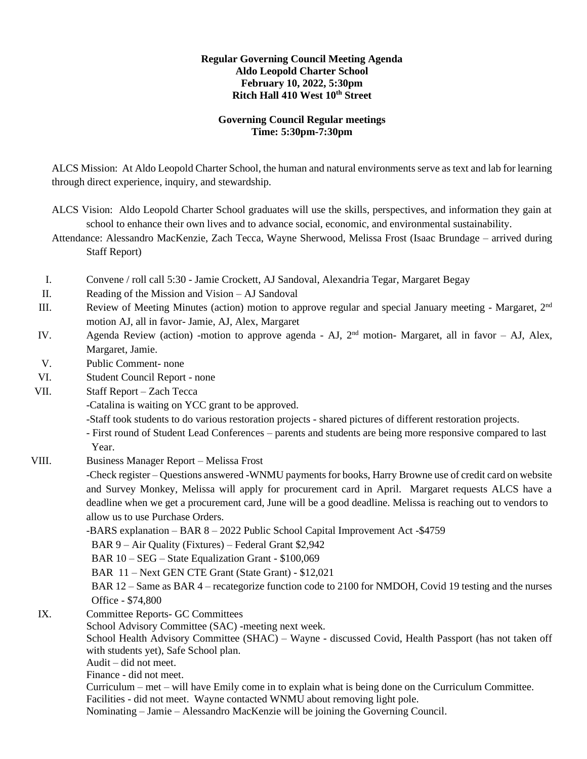**Regular Governing Council Meeting Agenda**
**Aldo Leopold Charter School**
**February 10, 2022, 5:30pm**
**Ritch Hall 410 West 10th Street**

**Governing Council Regular meetings**
**Time: 5:30pm-7:30pm**

ALCS Mission: At Aldo Leopold Charter School, the human and natural environments serve as text and lab for learning through direct experience, inquiry, and stewardship.

ALCS Vision: Aldo Leopold Charter School graduates will use the skills, perspectives, and information they gain at school to enhance their own lives and to advance social, economic, and environmental sustainability.

Attendance: Alessandro MacKenzie, Zach Tecca, Wayne Sherwood, Melissa Frost (Isaac Brundage – arrived during Staff Report)

I. Convene / roll call 5:30 - Jamie Crockett, AJ Sandoval, Alexandria Tegar, Margaret Begay

II. Reading of the Mission and Vision – AJ Sandoval

III. Review of Meeting Minutes (action) motion to approve regular and special January meeting - Margaret, 2nd motion AJ, all in favor- Jamie, AJ, Alex, Margaret

IV. Agenda Review (action) -motion to approve agenda - AJ, 2nd motion- Margaret, all in favor – AJ, Alex, Margaret, Jamie.

V. Public Comment- none

VI. Student Council Report - none

VII. Staff Report – Zach Tecca
-Catalina is waiting on YCC grant to be approved.
-Staff took students to do various restoration projects - shared pictures of different restoration projects.
- First round of Student Lead Conferences – parents and students are being more responsive compared to last Year.

VIII. Business Manager Report – Melissa Frost
-Check register – Questions answered -WNMU payments for books, Harry Browne use of credit card on website and Survey Monkey, Melissa will apply for procurement card in April. Margaret requests ALCS have a deadline when we get a procurement card, June will be a good deadline. Melissa is reaching out to vendors to allow us to use Purchase Orders.
-BARS explanation – BAR 8 – 2022 Public School Capital Improvement Act -$4759
BAR 9 – Air Quality (Fixtures) – Federal Grant $2,942
BAR 10 – SEG – State Equalization Grant - $100,069
BAR 11 – Next GEN CTE Grant (State Grant) - $12,021
BAR 12 – Same as BAR 4 – recategorize function code to 2100 for NMDOH, Covid 19 testing and the nurses Office - $74,800

IX. Committee Reports- GC Committees
School Advisory Committee (SAC) -meeting next week.
School Health Advisory Committee (SHAC) – Wayne - discussed Covid, Health Passport (has not taken off with students yet), Safe School plan.
Audit – did not meet.
Finance - did not meet.
Curriculum – met – will have Emily come in to explain what is being done on the Curriculum Committee.
Facilities - did not meet. Wayne contacted WNMU about removing light pole.
Nominating – Jamie – Alessandro MacKenzie will be joining the Governing Council.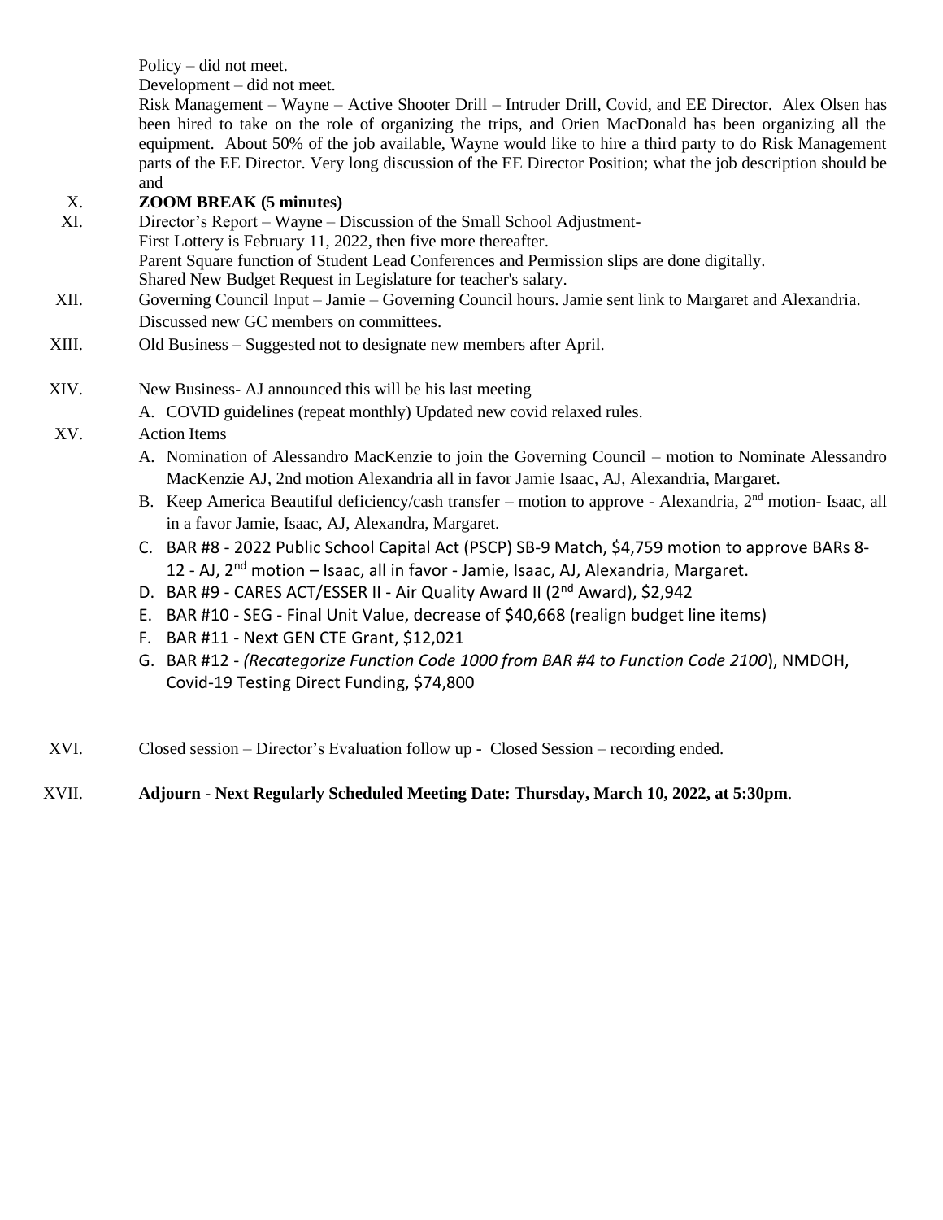Policy – did not meet.

Development – did not meet.

Risk Management – Wayne – Active Shooter Drill – Intruder Drill, Covid, and EE Director. Alex Olsen has been hired to take on the role of organizing the trips, and Orien MacDonald has been organizing all the equipment. About 50% of the job available, Wayne would like to hire a third party to do Risk Management parts of the EE Director. Very long discussion of the EE Director Position; what the job description should be and

X. **ZOOM BREAK (5 minutes)**

XI. Director's Report – Wayne – Discussion of the Small School Adjustment-
First Lottery is February 11, 2022, then five more thereafter.
Parent Square function of Student Lead Conferences and Permission slips are done digitally.
Shared New Budget Request in Legislature for teacher's salary.

XII. Governing Council Input – Jamie – Governing Council hours. Jamie sent link to Margaret and Alexandria.
Discussed new GC members on committees.

XIII. Old Business – Suggested not to designate new members after April.

XIV. New Business- AJ announced this will be his last meeting

A. COVID guidelines (repeat monthly) Updated new covid relaxed rules.

XV. Action Items

A. Nomination of Alessandro MacKenzie to join the Governing Council – motion to Nominate Alessandro MacKenzie AJ, 2nd motion Alexandria all in favor Jamie Isaac, AJ, Alexandria, Margaret.
B. Keep America Beautiful deficiency/cash transfer – motion to approve - Alexandria, 2nd motion- Isaac, all in a favor Jamie, Isaac, AJ, Alexandra, Margaret.
C. BAR #8 - 2022 Public School Capital Act (PSCP) SB-9 Match, $4,759 motion to approve BARs 8-12 - AJ, 2nd motion – Isaac, all in favor - Jamie, Isaac, AJ, Alexandria, Margaret.
D. BAR #9 - CARES ACT/ESSER II - Air Quality Award II (2nd Award), $2,942
E. BAR #10 - SEG - Final Unit Value, decrease of $40,668 (realign budget line items)
F. BAR #11 - Next GEN CTE Grant, $12,021
G. BAR #12 - *(Recategorize Function Code 1000 from BAR #4 to Function Code 2100)*, NMDOH, Covid-19 Testing Direct Funding, $74,800

XVI. Closed session – Director's Evaluation follow up - Closed Session – recording ended.

XVII. **Adjourn - Next Regularly Scheduled Meeting Date: Thursday, March 10, 2022, at 5:30pm**.